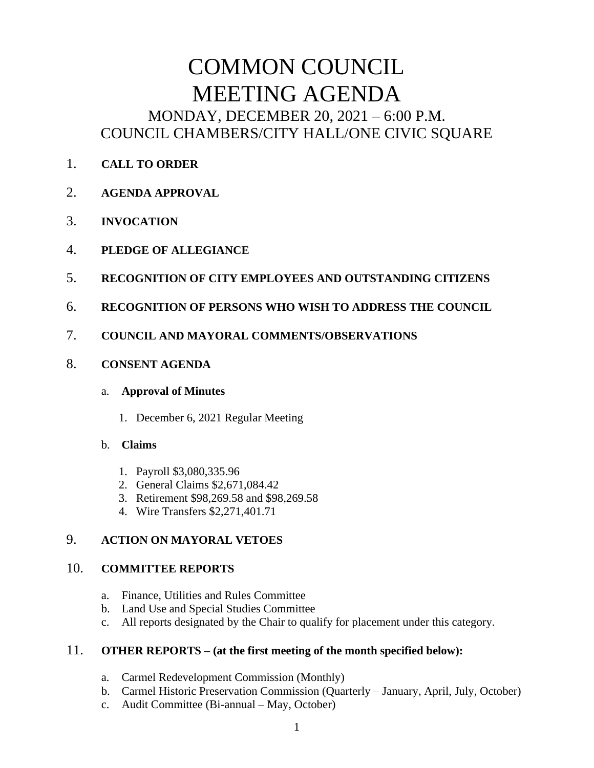# COMMON COUNCIL MEETING AGENDA

## MONDAY, DECEMBER 20, 2021 – 6:00 P.M.
## COUNCIL CHAMBERS/CITY HALL/ONE CIVIC SQUARE

1. **CALL TO ORDER**

2. **AGENDA APPROVAL**

3. **INVOCATION**

4. **PLEDGE OF ALLEGIANCE**

5. **RECOGNITION OF CITY EMPLOYEES AND OUTSTANDING CITIZENS**

6. **RECOGNITION OF PERSONS WHO WISH TO ADDRESS THE COUNCIL**

7. **COUNCIL AND MAYORAL COMMENTS/OBSERVATIONS**

8. **CONSENT AGENDA**

   a. **Approval of Minutes**

      1. December 6, 2021 Regular Meeting

   b. **Claims**

      1. Payroll $3,080,335.96
      2. General Claims $2,671,084.42
      3. Retirement $98,269.58 and $98,269.58
      4. Wire Transfers $2,271,401.71

9. **ACTION ON MAYORAL VETOES**

10. **COMMITTEE REPORTS**

    a. Finance, Utilities and Rules Committee
    b. Land Use and Special Studies Committee
    c. All reports designated by the Chair to qualify for placement under this category.

11. **OTHER REPORTS – (at the first meeting of the month specified below):**

    a. Carmel Redevelopment Commission (Monthly)
    b. Carmel Historic Preservation Commission (Quarterly – January, April, July, October)
    c. Audit Committee (Bi-annual – May, October)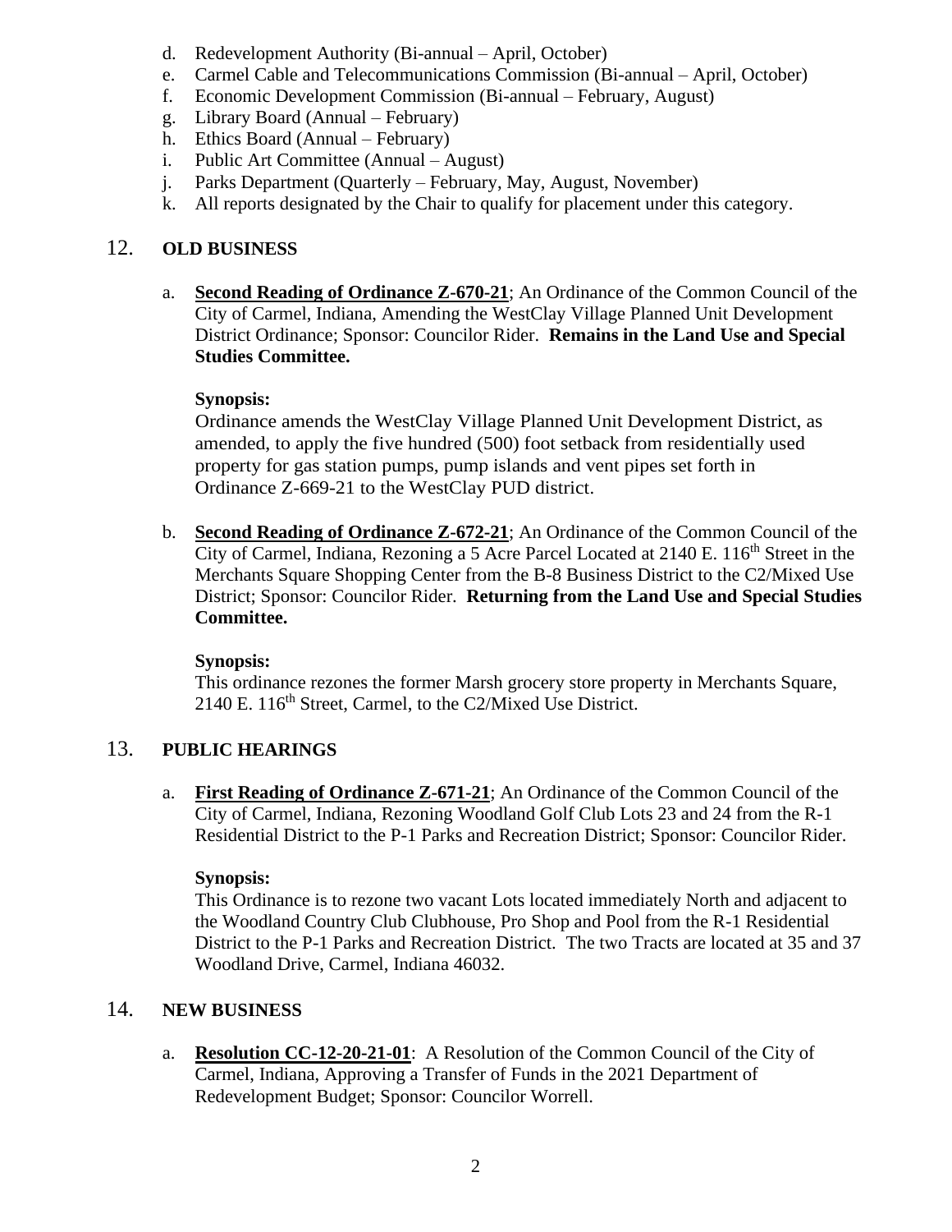d. Redevelopment Authority (Bi-annual – April, October)
e. Carmel Cable and Telecommunications Commission (Bi-annual – April, October)
f. Economic Development Commission (Bi-annual – February, August)
g. Library Board (Annual – February)
h. Ethics Board (Annual – February)
i. Public Art Committee (Annual – August)
j. Parks Department (Quarterly – February, May, August, November)
k. All reports designated by the Chair to qualify for placement under this category.

## 12. OLD BUSINESS

a. **Second Reading of Ordinance Z-670-21**; An Ordinance of the Common Council of the City of Carmel, Indiana, Amending the WestClay Village Planned Unit Development District Ordinance; Sponsor: Councilor Rider. **Remains in the Land Use and Special Studies Committee.**

**Synopsis:**
Ordinance amends the WestClay Village Planned Unit Development District, as amended, to apply the five hundred (500) foot setback from residentially used property for gas station pumps, pump islands and vent pipes set forth in Ordinance Z-669-21 to the WestClay PUD district.

b. **Second Reading of Ordinance Z-672-21**; An Ordinance of the Common Council of the City of Carmel, Indiana, Rezoning a 5 Acre Parcel Located at 2140 E. 116th Street in the Merchants Square Shopping Center from the B-8 Business District to the C2/Mixed Use District; Sponsor: Councilor Rider. **Returning from the Land Use and Special Studies Committee.**

**Synopsis:**
This ordinance rezones the former Marsh grocery store property in Merchants Square, 2140 E. 116th Street, Carmel, to the C2/Mixed Use District.

## 13. PUBLIC HEARINGS

a. **First Reading of Ordinance Z-671-21**; An Ordinance of the Common Council of the City of Carmel, Indiana, Rezoning Woodland Golf Club Lots 23 and 24 from the R-1 Residential District to the P-1 Parks and Recreation District; Sponsor: Councilor Rider.

**Synopsis:**
This Ordinance is to rezone two vacant Lots located immediately North and adjacent to the Woodland Country Club Clubhouse, Pro Shop and Pool from the R-1 Residential District to the P-1 Parks and Recreation District. The two Tracts are located at 35 and 37 Woodland Drive, Carmel, Indiana 46032.

## 14. NEW BUSINESS

a. **Resolution CC-12-20-21-01**: A Resolution of the Common Council of the City of Carmel, Indiana, Approving a Transfer of Funds in the 2021 Department of Redevelopment Budget; Sponsor: Councilor Worrell.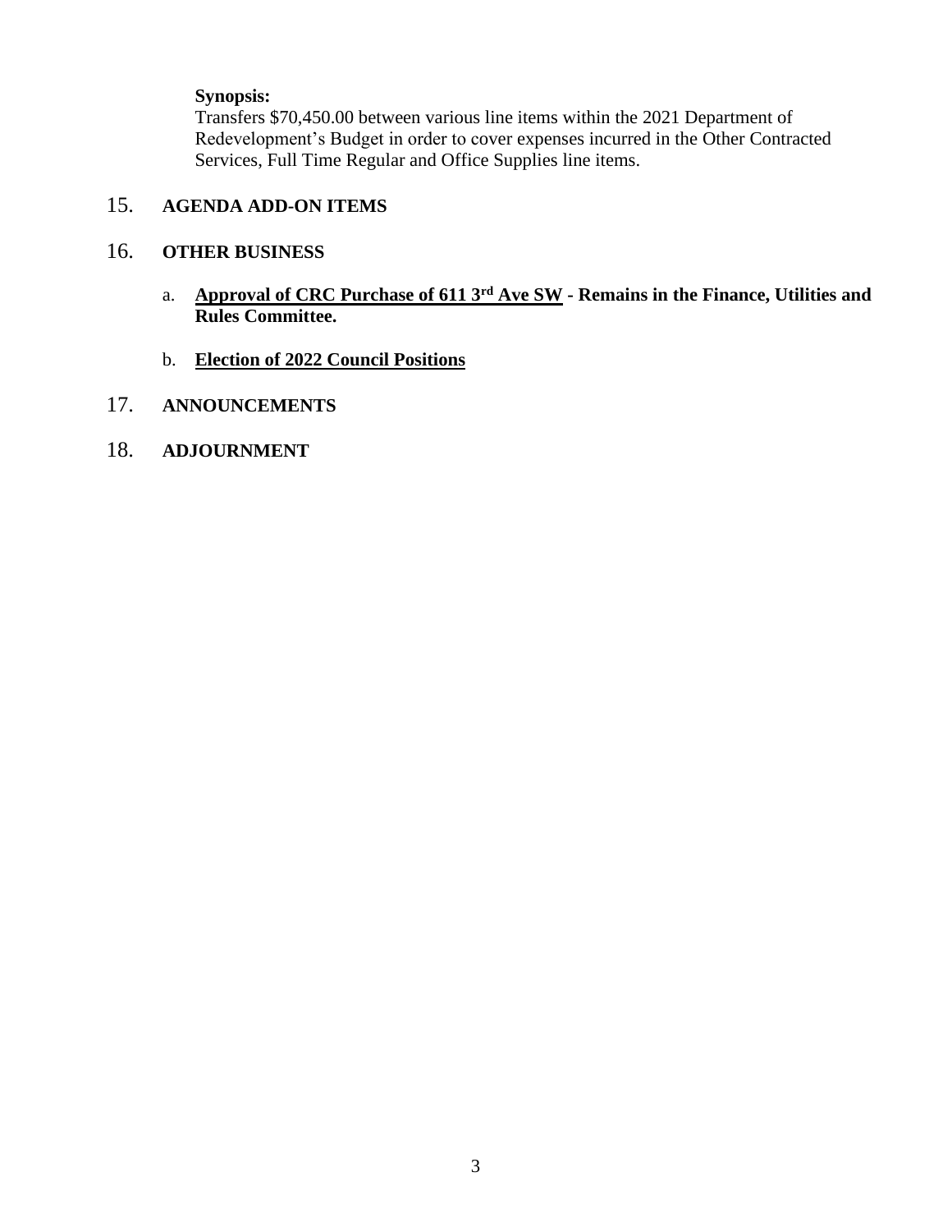**Synopsis:**
Transfers $70,450.00 between various line items within the 2021 Department of Redevelopment's Budget in order to cover expenses incurred in the Other Contracted Services, Full Time Regular and Office Supplies line items.

15. **AGENDA ADD-ON ITEMS**

16. **OTHER BUSINESS**

    a. **Approval of CRC Purchase of 611 3rd Ave SW - Remains in the Finance, Utilities and Rules Committee.**

    b. **Election of 2022 Council Positions**

17. **ANNOUNCEMENTS**

18. **ADJOURNMENT**